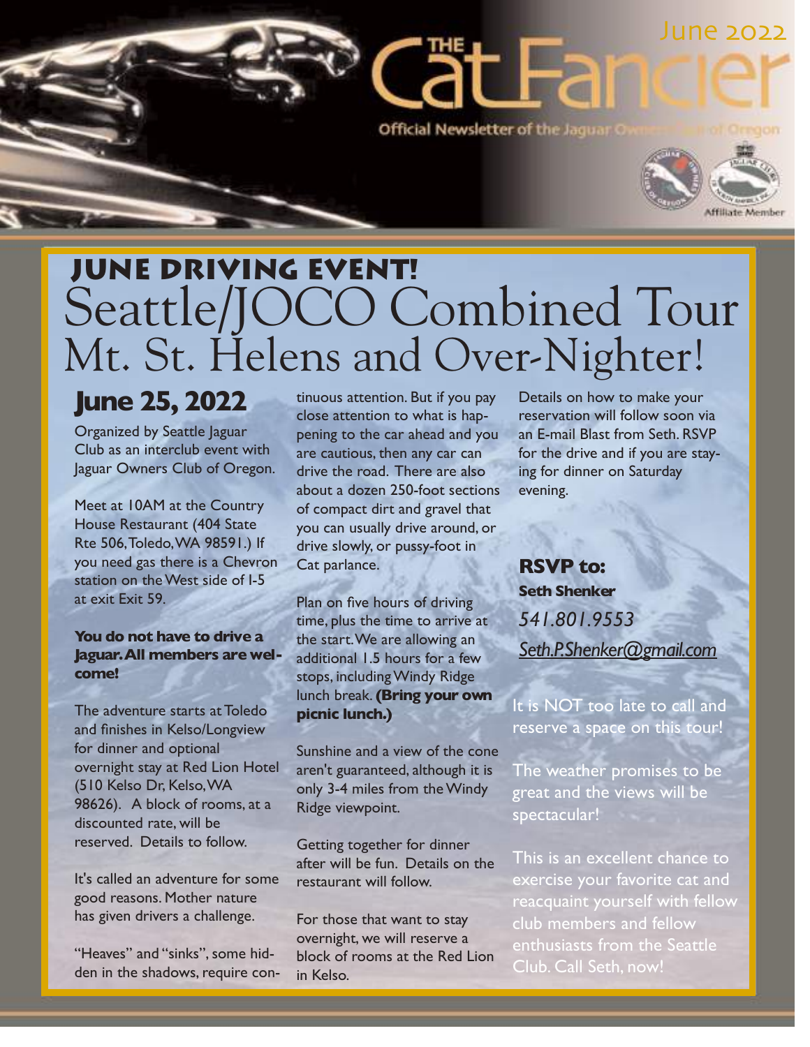# The Cat Fancier

June 2022

Official Newsletter of the Jaguar Owners Club of Oregon

Affiliate Member

## JUNE DRIVING EVENT!

# Seattle/JOCO Combined Tour Mt. St. Helens and Over-Nighter!

## June 25, 2022

Organized by Seattle Jaguar Club as an interclub event with Jaguar Owners Club of Oregon.

Meet at 10AM at the Country House Restaurant (404 State Rte 506, Toledo, WA 98591.) If you need gas there is a Chevron station on the West side of I-5 at exit Exit 59.

**You do not have to drive a Jaguar. All members are welcome!**

The adventure starts at Toledo and finishes in Kelso/Longview for dinner and optional overnight stay at Red Lion Hotel (510 Kelso Dr, Kelso, WA 98626). A block of rooms, at a discounted rate, will be reserved. Details to follow.

It's called an adventure for some good reasons. Mother nature has given drivers a challenge.

"Heaves" and "sinks", some hidden in the shadows, require continuous attention. But if you pay close attention to what is happening to the car ahead and you are cautious, then any car can drive the road. There are also about a dozen 250-foot sections of compact dirt and gravel that you can usually drive around, or drive slowly, or pussy-foot in Cat parlance.

Plan on five hours of driving time, plus the time to arrive at the start. We are allowing an additional 1.5 hours for a few stops, including Windy Ridge lunch break. **(Bring your own picnic lunch.)**

Sunshine and a view of the cone aren't guaranteed, although it is only 3-4 miles from the Windy Ridge viewpoint.

Getting together for dinner after will be fun. Details on the restaurant will follow.

For those that want to stay overnight, we will reserve a block of rooms at the Red Lion in Kelso.

Details on how to make your reservation will follow soon via an E-mail Blast from Seth. RSVP for the drive and if you are staying for dinner on Saturday evening.

**RSVP to:**
**Seth Shenker**
*541.801.9553*
*Seth.P.Shenker@gmail.com*

It is NOT too late to call and reserve a space on this tour!

The weather promises to be great and the views will be spectacular!

This is an excellent chance to exercise your favorite cat and reacquaint yourself with fellow club members and fellow enthusiasts from the Seattle Club. Call Seth, now!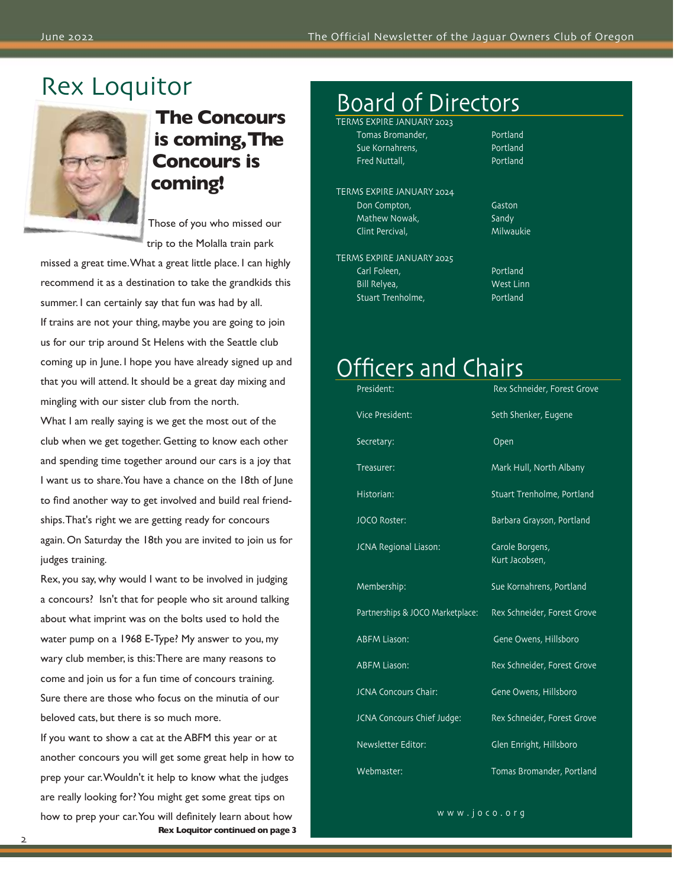# Rex Loquitor

## The Concours is coming, The Concours is coming!

Those of you who missed our trip to the Molalla train park missed a great time. What a great little place. I can highly recommend it as a destination to take the grandkids this summer. I can certainly say that fun was had by all.

If trains are not your thing, maybe you are going to join us for our trip around St Helens with the Seattle club coming up in June. I hope you have already signed up and that you will attend. It should be a great day mixing and mingling with our sister club from the north.

What I am really saying is we get the most out of the club when we get together. Getting to know each other and spending time together around our cars is a joy that I want us to share. You have a chance on the 18th of June to find another way to get involved and build real friendships. That's right we are getting ready for concours again. On Saturday the 18th you are invited to join us for judges training.

Rex, you say, why would I want to be involved in judging a concours? Isn't that for people who sit around talking about what imprint was on the bolts used to hold the water pump on a 1968 E-Type? My answer to you, my wary club member, is this: There are many reasons to come and join us for a fun time of concours training. Sure there are those who focus on the minutia of our beloved cats, but there is so much more.

If you want to show a cat at the ABFM this year or at another concours you will get some great help in how to prep your car. Wouldn't it help to know what the judges are really looking for? You might get some great tips on how to prep your car. You will definitely learn about how

**Rex Loquitor continued on page 3**

# Board of Directors

TERMS EXPIRE JANUARY 2023

| | |
|---|---|
| Tomas Bromander, | Portland |
| Sue Kornahrens, | Portland |
| Fred Nuttall, | Portland |

TERMS EXPIRE JANUARY 2024

| | |
|---|---|
| Don Compton, | Gaston |
| Mathew Nowak, | Sandy |
| Clint Percival, | Milwaukie |

TERMS EXPIRE JANUARY 2025

| | |
|---|---|
| Carl Foleen, | Portland |
| Bill Relyea, | West Linn |
| Stuart Trenholme, | Portland |

# Officers and Chairs

| | |
|---|---|
| President: | Rex Schneider, Forest Grove |
| Vice President: | Seth Shenker, Eugene |
| Secretary: | Open |
| Treasurer: | Mark Hull, North Albany |
| Historian: | Stuart Trenholme, Portland |
| JOCO Roster: | Barbara Grayson, Portland |
| JCNA Regional Liason: | Carole Borgens, Kurt Jacobsen, |
| Membership: | Sue Kornahrens, Portland |
| Partnerships & JOCO Marketplace: | Rex Schneider, Forest Grove |
| ABFM Liason: | Gene Owens, Hillsboro |
| ABFM Liason: | Rex Schneider, Forest Grove |
| JCNA Concours Chair: | Gene Owens, Hillsboro |
| JCNA Concours Chief Judge: | Rex Schneider, Forest Grove |
| Newsletter Editor: | Glen Enright, Hillsboro |
| Webmaster: | Tomas Bromander, Portland |

www.joco.org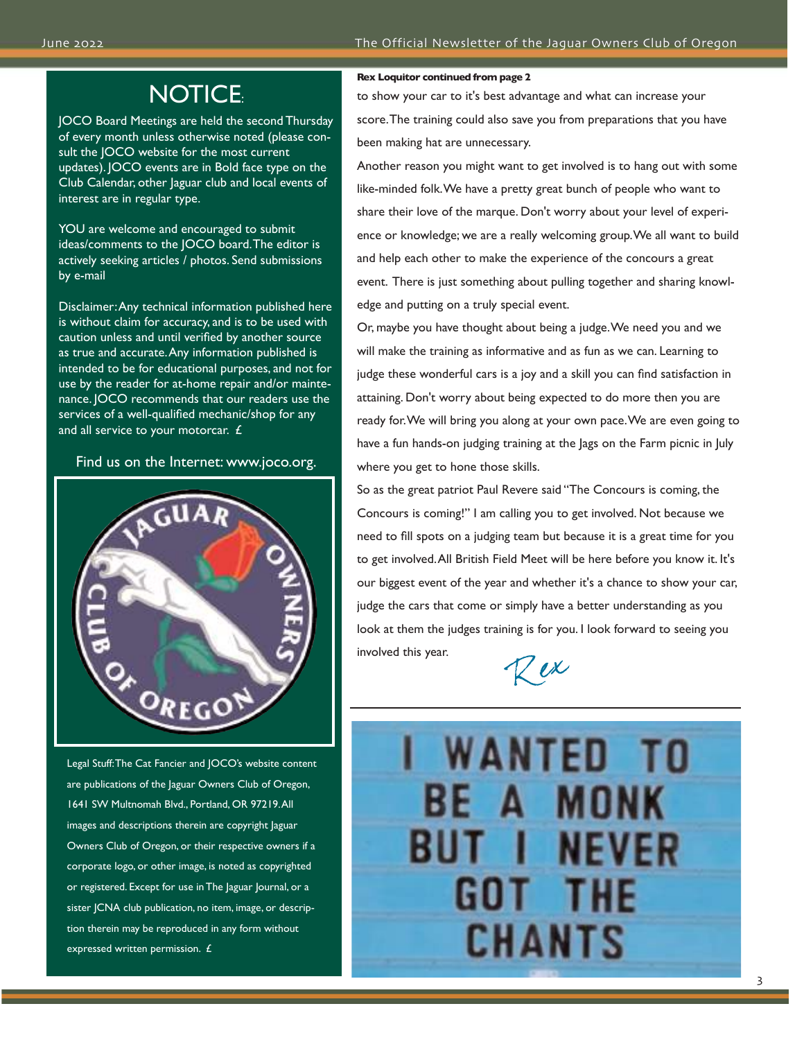# NOTICE:

JOCO Board Meetings are held the second Thursday of every month unless otherwise noted (please consult the JOCO website for the most current updates). JOCO events are in Bold face type on the Club Calendar, other Jaguar club and local events of interest are in regular type.

YOU are welcome and encouraged to submit ideas/comments to the JOCO board. The editor is actively seeking articles / photos. Send submissions by e-mail

Disclaimer: Any technical information published here is without claim for accuracy, and is to be used with caution unless and until verified by another source as true and accurate. Any information published is intended to be for educational purposes, and not for use by the reader for at-home repair and/or maintenance. JOCO recommends that our readers use the services of a well-qualified mechanic/shop for any and all service to your motorcar. £

Find us on the Internet: www.joco.org.

Legal Stuff: The Cat Fancier and JOCO's website content are publications of the Jaguar Owners Club of Oregon, 1641 SW Multnomah Blvd., Portland, OR 97219. All images and descriptions therein are copyright Jaguar Owners Club of Oregon, or their respective owners if a corporate logo, or other image, is noted as copyrighted or registered. Except for use in The Jaguar Journal, or a sister JCNA club publication, no item, image, or description therein may be reproduced in any form without expressed written permission. £

**Rex Loquitor continued from page 2**

to show your car to it's best advantage and what can increase your score. The training could also save you from preparations that you have been making hat are unnecessary.

Another reason you might want to get involved is to hang out with some like-minded folk. We have a pretty great bunch of people who want to share their love of the marque. Don't worry about your level of experience or knowledge; we are a really welcoming group. We all want to build and help each other to make the experience of the concours a great event. There is just something about pulling together and sharing knowledge and putting on a truly special event.

Or, maybe you have thought about being a judge. We need you and we will make the training as informative and as fun as we can. Learning to judge these wonderful cars is a joy and a skill you can find satisfaction in attaining. Don't worry about being expected to do more then you are ready for. We will bring you along at your own pace. We are even going to have a fun hands-on judging training at the Jags on the Farm picnic in July where you get to hone those skills.

So as the great patriot Paul Revere said "The Concours is coming, the Concours is coming!" I am calling you to get involved. Not because we need to fill spots on a judging team but because it is a great time for you to get involved. All British Field Meet will be here before you know it. It's our biggest event of the year and whether it's a chance to show your car, judge the cars that come or simply have a better understanding as you look at them the judges training is for you. I look forward to seeing you involved this year.

*Rex*

I WANTED TO BE A MONK BUT I NEVER GOT THE CHANTS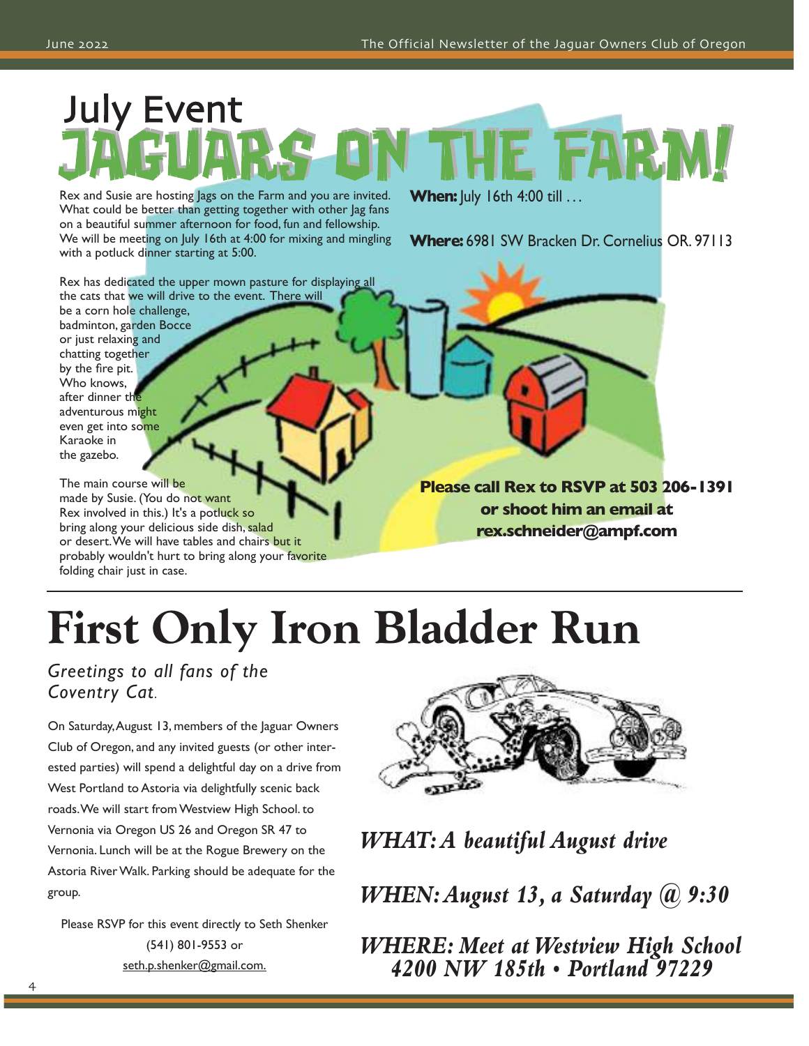# July Event
# JAGUARS ON THE FARM!

Rex and Susie are hosting Jags on the Farm and you are invited. What could be better than getting together with other Jag fans on a beautiful summer afternoon for food, fun and fellowship. We will be meeting on July 16th at 4:00 for mixing and mingling with a potluck dinner starting at 5:00.

**When:** July 16th 4:00 till …

**Where:** 6981 SW Bracken Dr. Cornelius OR. 97113

Rex has dedicated the upper mown pasture for displaying all the cats that we will drive to the event. There will be a corn hole challenge, badminton, garden Bocce or just relaxing and chatting together by the fire pit. Who knows, after dinner the adventurous might even get into some Karaoke in the gazebo.

The main course will be made by Susie. (You do not want Rex involved in this.) It's a potluck so bring along your delicious side dish, salad or desert. We will have tables and chairs but it probably wouldn't hurt to bring along your favorite folding chair just in case.

**Please call Rex to RSVP at 503 206-1391 or shoot him an email at rex.schneider@ampf.com**

---

# First Only Iron Bladder Run

*Greetings to all fans of the Coventry Cat.*

On Saturday, August 13, members of the Jaguar Owners Club of Oregon, and any invited guests (or other interested parties) will spend a delightful day on a drive from West Portland to Astoria via delightfully scenic back roads. We will start from Westview High School. to Vernonia via Oregon US 26 and Oregon SR 47 to Vernonia. Lunch will be at the Rogue Brewery on the Astoria River Walk. Parking should be adequate for the group.

Please RSVP for this event directly to Seth Shenker (541) 801-9553 or seth.p.shenker@gmail.com.

***WHAT: A beautiful August drive***

***WHEN: August 13, a Saturday @ 9:30***

***WHERE: Meet at Westview High School 4200 NW 185th • Portland 97229***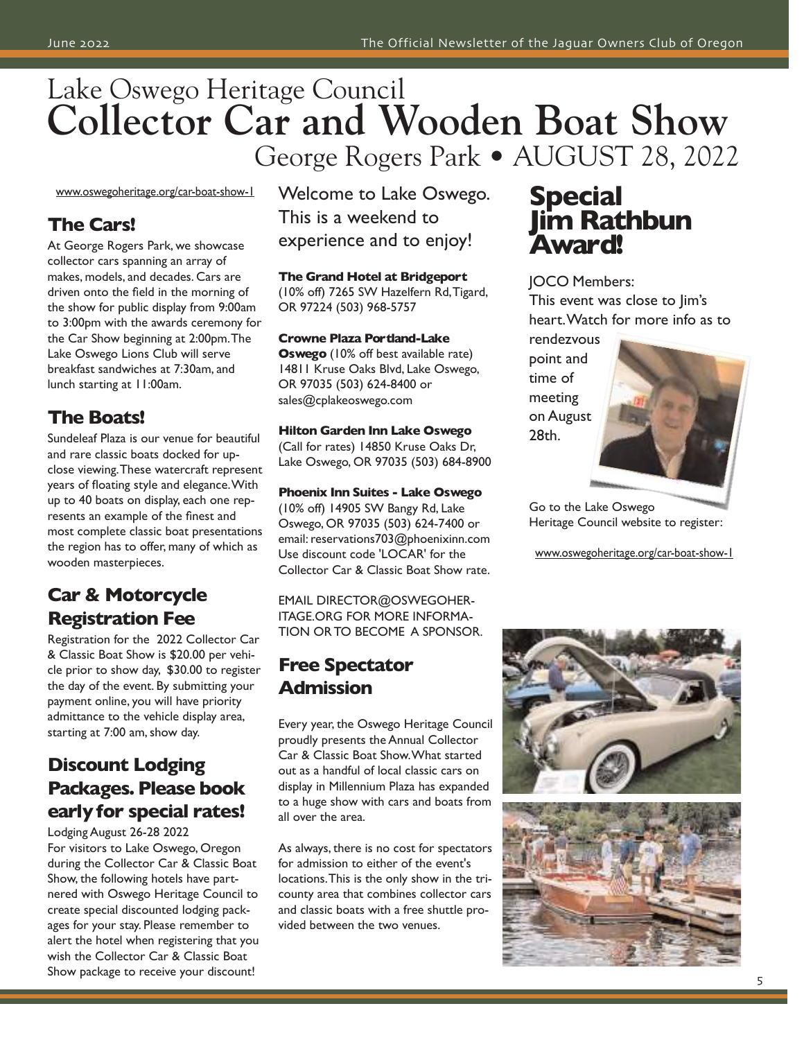# Lake Oswego Heritage Council Collector Car and Wooden Boat Show

George Rogers Park • AUGUST 28, 2022

www.oswegoheritage.org/car-boat-show-1

## The Cars!

At George Rogers Park, we showcase collector cars spanning an array of makes, models, and decades. Cars are driven onto the field in the morning of the show for public display from 9:00am to 3:00pm with the awards ceremony for the Car Show beginning at 2:00pm. The Lake Oswego Lions Club will serve breakfast sandwiches at 7:30am, and lunch starting at 11:00am.

## The Boats!

Sundeleaf Plaza is our venue for beautiful and rare classic boats docked for up-close viewing. These watercraft represent years of floating style and elegance. With up to 40 boats on display, each one represents an example of the finest and most complete classic boat presentations the region has to offer, many of which as wooden masterpieces.

## Car & Motorcycle Registration Fee

Registration for the 2022 Collector Car & Classic Boat Show is $20.00 per vehicle prior to show day, $30.00 to register the day of the event. By submitting your payment online, you will have priority admittance to the vehicle display area, starting at 7:00 am, show day.

## Discount Lodging Packages. Please book early for special rates!

Lodging August 26-28 2022

For visitors to Lake Oswego, Oregon during the Collector Car & Classic Boat Show, the following hotels have partnered with Oswego Heritage Council to create special discounted lodging packages for your stay. Please remember to alert the hotel when registering that you wish the Collector Car & Classic Boat Show package to receive your discount!

Welcome to Lake Oswego. This is a weekend to experience and to enjoy!

**The Grand Hotel at Bridgeport** (10% off) 7265 SW Hazelfern Rd, Tigard, OR 97224 (503) 968-5757

**Crowne Plaza Portland-Lake Oswego** (10% off best available rate) 14811 Kruse Oaks Blvd, Lake Oswego, OR 97035 (503) 624-8400 or sales@cplakeoswego.com

**Hilton Garden Inn Lake Oswego** (Call for rates) 14850 Kruse Oaks Dr, Lake Oswego, OR 97035 (503) 684-8900

**Phoenix Inn Suites - Lake Oswego** (10% off) 14905 SW Bangy Rd, Lake Oswego, OR 97035 (503) 624-7400 or email: reservations703@phoenixinn.com Use discount code 'LOCAR' for the Collector Car & Classic Boat Show rate.

EMAIL DIRECTOR@OSWEGOHERITAGE.ORG FOR MORE INFORMATION OR TO BECOME A SPONSOR.

## Free Spectator Admission

Every year, the Oswego Heritage Council proudly presents the Annual Collector Car & Classic Boat Show. What started out as a handful of local classic cars on display in Millennium Plaza has expanded to a huge show with cars and boats from all over the area.

As always, there is no cost for spectators for admission to either of the event's locations. This is the only show in the tri-county area that combines collector cars and classic boats with a free shuttle provided between the two venues.

## Special Jim Rathbun Award!

JOCO Members:

This event was close to Jim's heart. Watch for more info as to rendezvous point and time of meeting on August 28th.

Go to the Lake Oswego Heritage Council website to register:

www.oswegoheritage.org/car-boat-show-1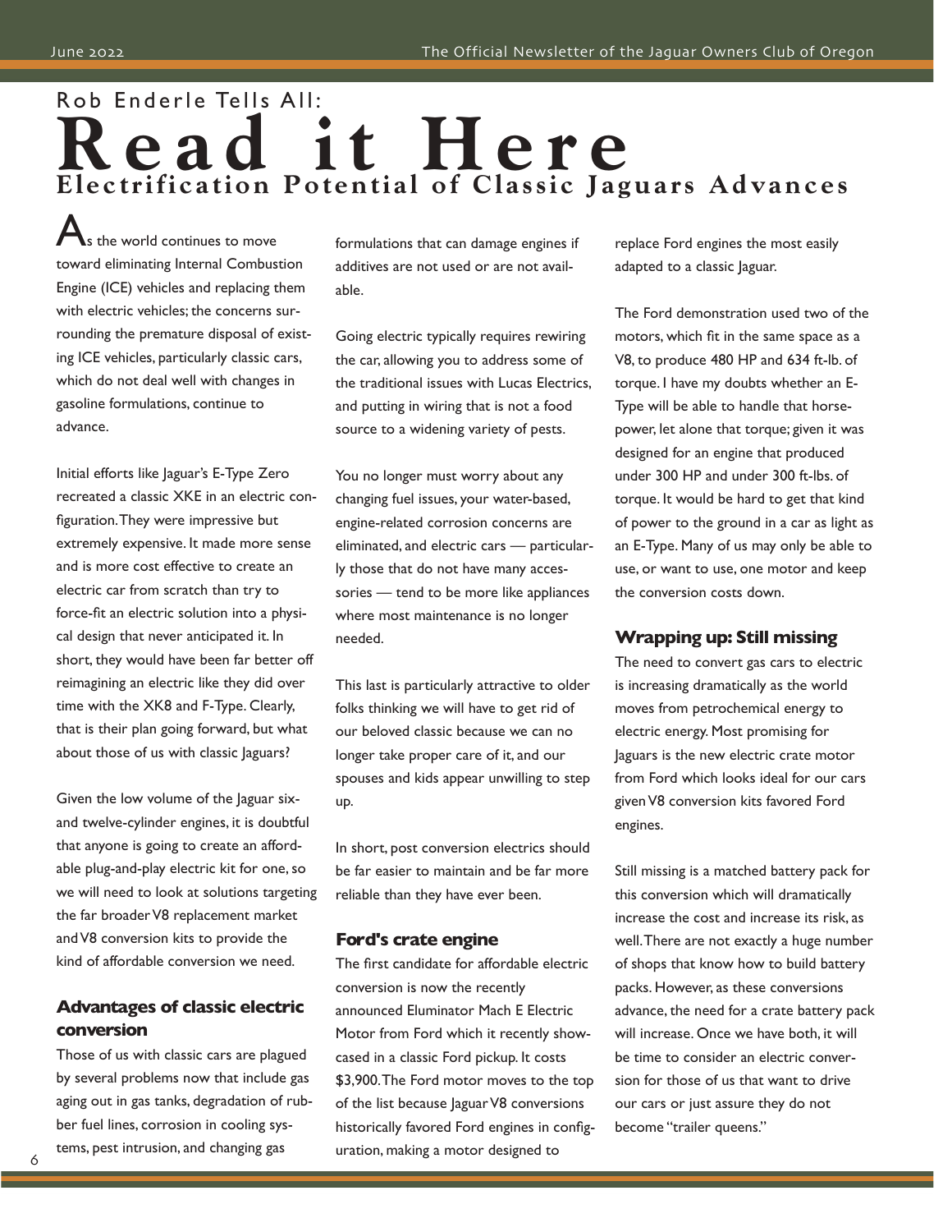Rob Enderle Tells All:

# Read it Here

## Electrification Potential of Classic Jaguars Advances

As the world continues to move toward eliminating Internal Combustion Engine (ICE) vehicles and replacing them with electric vehicles; the concerns surrounding the premature disposal of existing ICE vehicles, particularly classic cars, which do not deal well with changes in gasoline formulations, continue to advance.

Initial efforts like Jaguar's E-Type Zero recreated a classic XKE in an electric configuration. They were impressive but extremely expensive. It made more sense and is more cost effective to create an electric car from scratch than try to force-fit an electric solution into a physical design that never anticipated it. In short, they would have been far better off reimagining an electric like they did over time with the XK8 and F-Type. Clearly, that is their plan going forward, but what about those of us with classic Jaguars?

Given the low volume of the Jaguar six- and twelve-cylinder engines, it is doubtful that anyone is going to create an affordable plug-and-play electric kit for one, so we will need to look at solutions targeting the far broader V8 replacement market and V8 conversion kits to provide the kind of affordable conversion we need.

### Advantages of classic electric conversion

Those of us with classic cars are plagued by several problems now that include gas aging out in gas tanks, degradation of rubber fuel lines, corrosion in cooling systems, pest intrusion, and changing gas formulations that can damage engines if additives are not used or are not available.

Going electric typically requires rewiring the car, allowing you to address some of the traditional issues with Lucas Electrics, and putting in wiring that is not a food source to a widening variety of pests.

You no longer must worry about any changing fuel issues, your water-based, engine-related corrosion concerns are eliminated, and electric cars — particularly those that do not have many accessories — tend to be more like appliances where most maintenance is no longer needed.

This last is particularly attractive to older folks thinking we will have to get rid of our beloved classic because we can no longer take proper care of it, and our spouses and kids appear unwilling to step up.

In short, post conversion electrics should be far easier to maintain and be far more reliable than they have ever been.

### Ford's crate engine

The first candidate for affordable electric conversion is now the recently announced Eluminator Mach E Electric Motor from Ford which it recently showcased in a classic Ford pickup. It costs $3,900. The Ford motor moves to the top of the list because Jaguar V8 conversions historically favored Ford engines in configuration, making a motor designed to replace Ford engines the most easily adapted to a classic Jaguar.

The Ford demonstration used two of the motors, which fit in the same space as a V8, to produce 480 HP and 634 ft-lb. of torque. I have my doubts whether an E-Type will be able to handle that horsepower, let alone that torque; given it was designed for an engine that produced under 300 HP and under 300 ft-lbs. of torque. It would be hard to get that kind of power to the ground in a car as light as an E-Type. Many of us may only be able to use, or want to use, one motor and keep the conversion costs down.

### Wrapping up: Still missing

The need to convert gas cars to electric is increasing dramatically as the world moves from petrochemical energy to electric energy. Most promising for Jaguars is the new electric crate motor from Ford which looks ideal for our cars given V8 conversion kits favored Ford engines.

Still missing is a matched battery pack for this conversion which will dramatically increase the cost and increase its risk, as well. There are not exactly a huge number of shops that know how to build battery packs. However, as these conversions advance, the need for a crate battery pack will increase. Once we have both, it will be time to consider an electric conversion for those of us that want to drive our cars or just assure they do not become "trailer queens."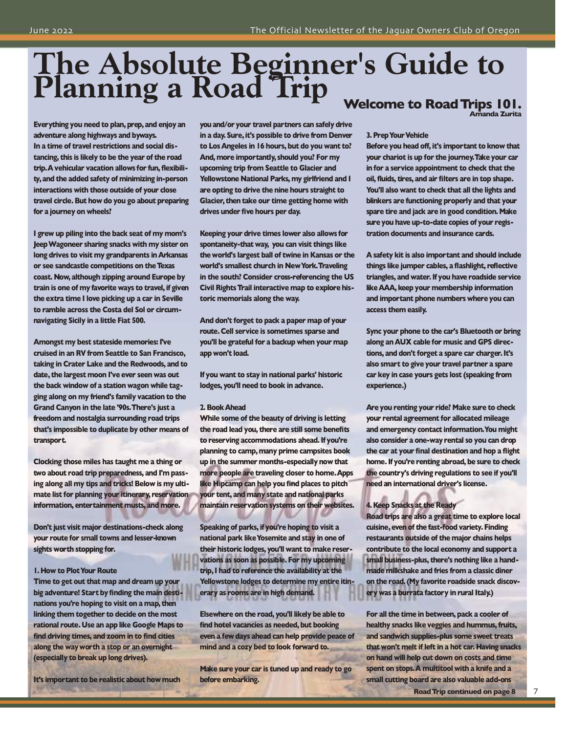# The Absolute Beginner's Guide to Planning a Road Trip

## Welcome to Road Trips 101.

Amanda Zurita

**Everything you need to plan, prep, and enjoy an adventure along highways and byways.**
**In a time of travel restrictions and social distancing, this is likely to be the year of the road trip. A vehicular vacation allows for fun, flexibility, and the added safety of minimizing in-person interactions with those outside of your close travel circle. But how do you go about preparing for a journey on wheels?**

**I grew up piling into the back seat of my mom's Jeep Wagoneer sharing snacks with my sister on long drives to visit my grandparents in Arkansas or see sandcastle competitions on the Texas coast. Now, although zipping around Europe by train is one of my favorite ways to travel, if given the extra time I love picking up a car in Seville to ramble across the Costa del Sol or circumnavigating Sicily in a little Fiat 500.**

**Amongst my best stateside memories: I've cruised in an RV from Seattle to San Francisco, taking in Crater Lake and the Redwoods, and to date, the largest moon I've ever seen was out the back window of a station wagon while tagging along on my friend's family vacation to the Grand Canyon in the late '90s. There's just a freedom and nostalgia surrounding road trips that's impossible to duplicate by other means of transport.**

**Clocking those miles has taught me a thing or two about road trip preparedness, and I'm passing along all my tips and tricks! Below is my ultimate list for planning your itinerary, reservation information, entertainment musts, and more.**

**Don't just visit major destinations-check along your route for small towns and lesser-known sights worth stopping for.**

### 1. How to Plot Your Route

**Time to get out that map and dream up your big adventure! Start by finding the main destinations you're hoping to visit on a map, then linking them together to decide on the most rational route. Use an app like Google Maps to find driving times, and zoom in to find cities along the way worth a stop or an overnight (especially to break up long drives).**

**It's important to be realistic about how much you and/or your travel partners can safely drive in a day. Sure, it's possible to drive from Denver to Los Angeles in 16 hours, but do you want to? And, more importantly, should you? For my upcoming trip from Seattle to Glacier and Yellowstone National Parks, my girlfriend and I are opting to drive the nine hours straight to Glacier, then take our time getting home with drives under five hours per day.**

**Keeping your drive times lower also allows for spontaneity-that way, you can visit things like the world's largest ball of twine in Kansas or the world's smallest church in New York. Traveling in the south? Consider cross-referencing the US Civil Rights Trail interactive map to explore historic memorials along the way.**

**And don't forget to pack a paper map of your route. Cell service is sometimes sparse and you'll be grateful for a backup when your map app won't load.**

**If you want to stay in national parks' historic lodges, you'll need to book in advance.**

### 2. Book Ahead

**While some of the beauty of driving is letting the road lead you, there are still some benefits to reserving accommodations ahead. If you're planning to camp, many prime campsites book up in the summer months-especially now that more people are traveling closer to home. Apps like Hipcamp can help you find places to pitch your tent, and many state and national parks maintain reservation systems on their websites.**

**Speaking of parks, if you're hoping to visit a national park like Yosemite and stay in one of their historic lodges, you'll want to make reservations as soon as possible. For my upcoming trip, I had to reference the availability at the Yellowstone lodges to determine my entire itinerary as rooms are in high demand.**

**Elsewhere on the road, you'll likely be able to find hotel vacancies as needed, but booking even a few days ahead can help provide peace of mind and a cozy bed to look forward to.**

**Make sure your car is tuned up and ready to go before embarking.**

### 3. Prep Your Vehicle

**Before you head off, it's important to know that your chariot is up for the journey. Take your car in for a service appointment to check that the oil, fluids, tires, and air filters are in top shape. You'll also want to check that all the lights and blinkers are functioning properly and that your spare tire and jack are in good condition. Make sure you have up-to-date copies of your registration documents and insurance cards.**

**A safety kit is also important and should include things like jumper cables, a flashlight, reflective triangles, and water. If you have roadside service like AAA, keep your membership information and important phone numbers where you can access them easily.**

**Sync your phone to the car's Bluetooth or bring along an AUX cable for music and GPS directions, and don't forget a spare car charger. It's also smart to give your travel partner a spare car key in case yours gets lost (speaking from experience.)**

**Are you renting your ride? Make sure to check your rental agreement for allocated mileage and emergency contact information. You might also consider a one-way rental so you can drop the car at your final destination and hop a flight home. If you're renting abroad, be sure to check the country's driving regulations to see if you'll need an international driver's license.**

### 4. Keep Snacks at the Ready

**Road trips are also a great time to explore local cuisine, even of the fast-food variety. Finding restaurants outside of the major chains helps contribute to the local economy and support a small business-plus, there's nothing like a handmade milkshake and fries from a classic diner on the road. (My favorite roadside snack discovery was a burrata factory in rural Italy.)**

**For all the time in between, pack a cooler of healthy snacks like veggies and hummus, fruits, and sandwich supplies-plus some sweet treats that won't melt if left in a hot car. Having snacks on hand will help cut down on costs and time spent on stops. A multitool with a knife and a small cutting board are also valuable add-ons**

**Road Trip continued on page 8**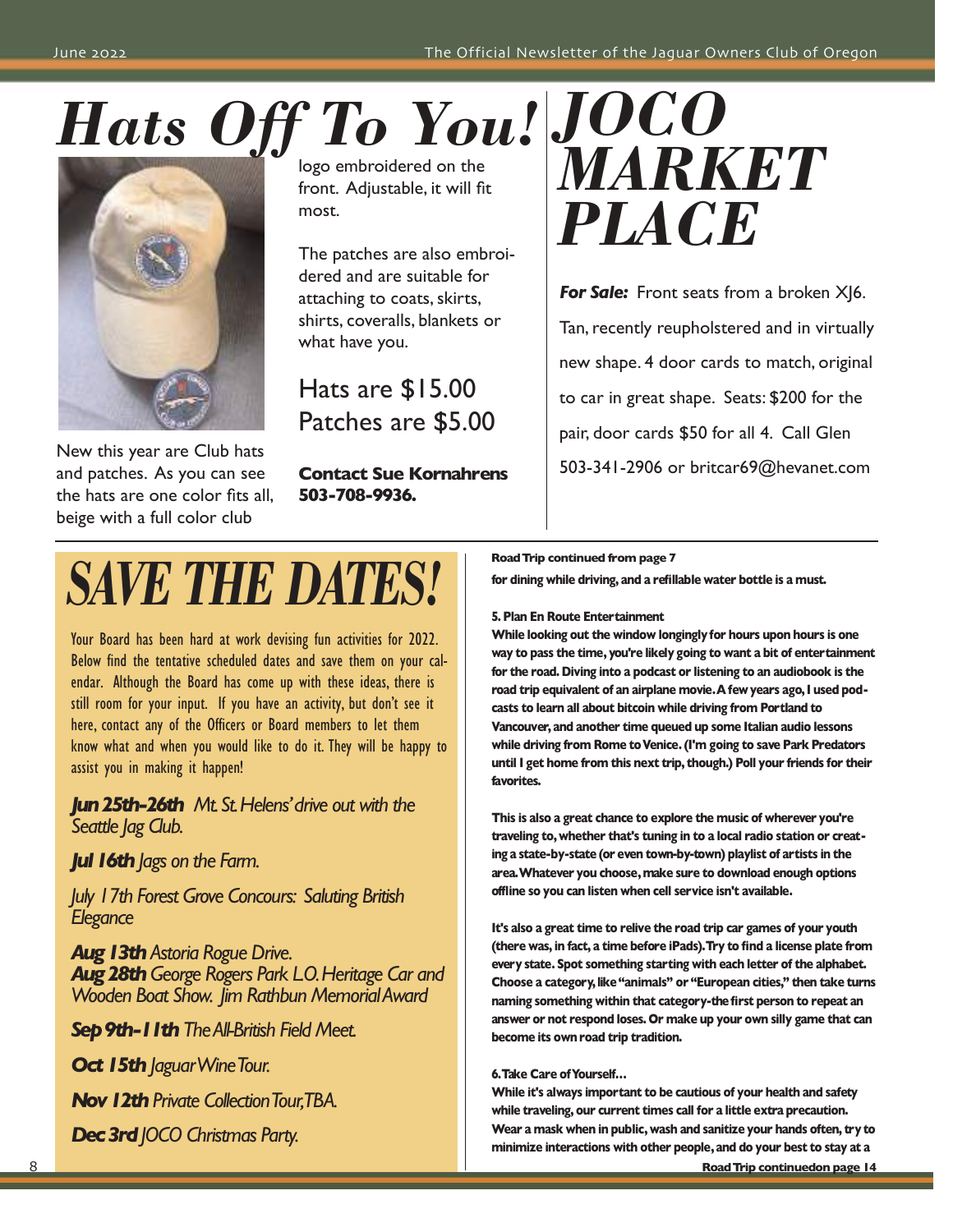# Hats Off To You!

New this year are Club hats and patches. As you can see the hats are one color fits all, beige with a full color club logo embroidered on the front. Adjustable, it will fit most.

The patches are also embroidered and are suitable for attaching to coats, skirts, shirts, coveralls, blankets or what have you.

Hats are $15.00
Patches are $5.00

**Contact Sue Kornahrens 503-708-9936.**

# JOCO MARKET PLACE

***For Sale:*** Front seats from a broken XJ6. Tan, recently reupholstered and in virtually new shape. 4 door cards to match, original to car in great shape. Seats: $200 for the pair, door cards $50 for all 4. Call Glen 503-341-2906 or britcar69@hevanet.com

# SAVE THE DATES!

Your Board has been hard at work devising fun activities for 2022. Below find the tentative scheduled dates and save them on your calendar. Although the Board has come up with these ideas, there is still room for your input. If you have an activity, but don't see it here, contact any of the Officers or Board members to let them know what and when you would like to do it. They will be happy to assist you in making it happen!

***Jun 25th-26th*** *Mt. St. Helens' drive out with the Seattle Jag Club.*

***Jul 16th*** *Jags on the Farm.*

*July 17th Forest Grove Concours: Saluting British Elegance*

***Aug 13th*** *Astoria Rogue Drive.*
***Aug 28th*** *George Rogers Park L.O. Heritage Car and Wooden Boat Show. Jim Rathbun Memorial Award*

***Sep 9th-11th*** *The All-British Field Meet.*

***Oct 15th*** *Jaguar Wine Tour.*

***Nov 12th*** *Private Collection Tour, TBA.*

***Dec 3rd*** *JOCO Christmas Party.*

**Road Trip continued from page 7**

**for dining while driving, and a refillable water bottle is a must.**

**5. Plan En Route Entertainment**

**While looking out the window longingly for hours upon hours is one way to pass the time, you're likely going to want a bit of entertainment for the road. Diving into a podcast or listening to an audiobook is the road trip equivalent of an airplane movie. A few years ago, I used podcasts to learn all about bitcoin while driving from Portland to Vancouver, and another time queued up some Italian audio lessons while driving from Rome to Venice. (I'm going to save Park Predators until I get home from this next trip, though.) Poll your friends for their favorites.**

**This is also a great chance to explore the music of wherever you're traveling to, whether that's tuning in to a local radio station or creating a state-by-state (or even town-by-town) playlist of artists in the area. Whatever you choose, make sure to download enough options offline so you can listen when cell service isn't available.**

**It's also a great time to relive the road trip car games of your youth (there was, in fact, a time before iPads). Try to find a license plate from every state. Spot something starting with each letter of the alphabet. Choose a category, like "animals" or "European cities," then take turns naming something within that category-the first person to repeat an answer or not respond loses. Or make up your own silly game that can become its own road trip tradition.**

**6. Take Care of Yourself…**

**While it's always important to be cautious of your health and safety while traveling, our current times call for a little extra precaution. Wear a mask when in public, wash and sanitize your hands often, try to minimize interactions with other people, and do your best to stay at a**

**Road Trip continuedon page 14**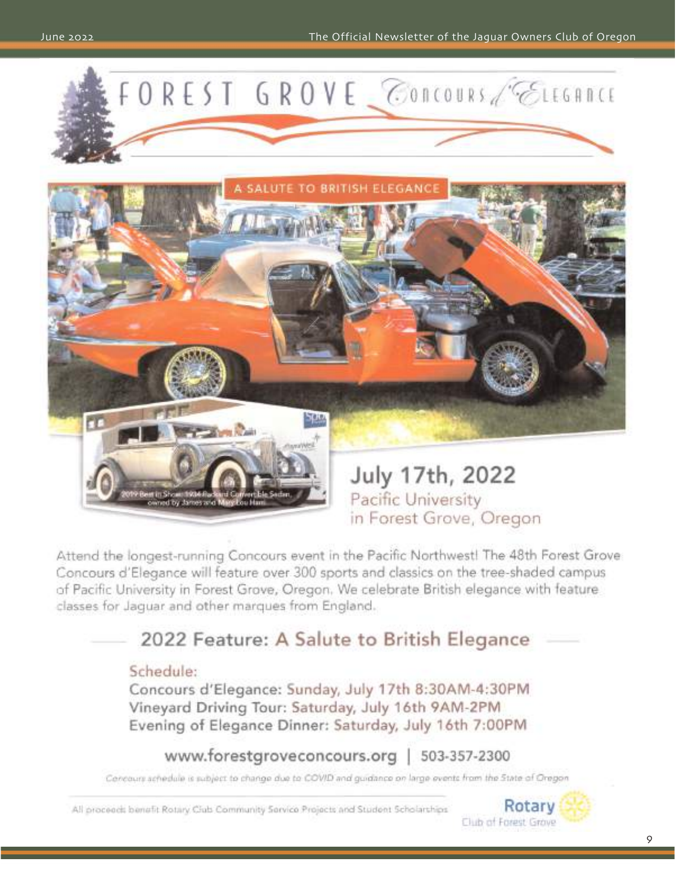# FOREST GROVE Concours d'Elegance

A SALUTE TO BRITISH ELEGANCE

2019 Best in Show: 1934 Packard Convertible Sedan, owned by James and Mary Lou Ham

## July 17th, 2022

Pacific University
in Forest Grove, Oregon

Attend the longest-running Concours event in the Pacific Northwest! The 48th Forest Grove Concours d'Elegance will feature over 300 sports and classics on the tree-shaded campus of Pacific University in Forest Grove, Oregon. We celebrate British elegance with feature classes for Jaguar and other marques from England.

## 2022 Feature: A Salute to British Elegance

Schedule:

**Concours d'Elegance: Sunday, July 17th 8:30AM-4:30PM**
**Vineyard Driving Tour: Saturday, July 16th 9AM-2PM**
**Evening of Elegance Dinner: Saturday, July 16th 7:00PM**

**www.forestgroveconcours.org | 503-357-2300**

*Concours schedule is subject to change due to COVID and guidance on large events from the State of Oregon*

All proceeds benefit Rotary Club Community Service Projects and Student Scholarships

Rotary Club of Forest Grove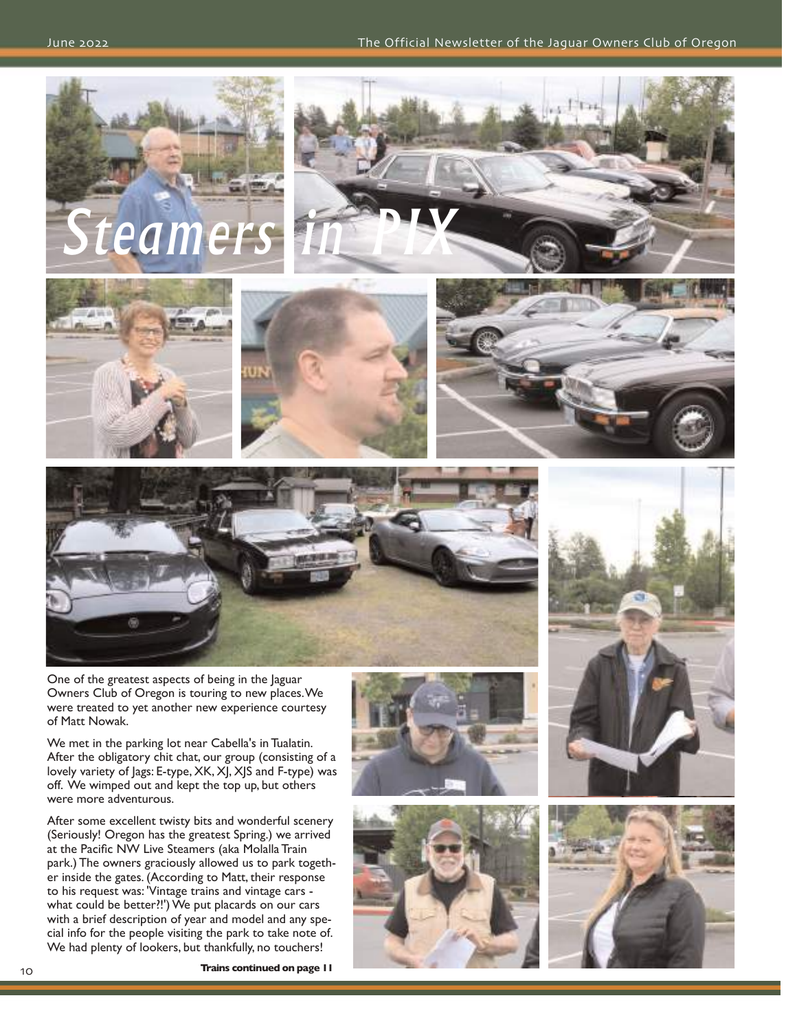# Steamers in PIX

One of the greatest aspects of being in the Jaguar Owners Club of Oregon is touring to new places. We were treated to yet another new experience courtesy of Matt Nowak.

We met in the parking lot near Cabella's in Tualatin. After the obligatory chit chat, our group (consisting of a lovely variety of Jags: E-type, XK, XJ, XJS and F-type) was off. We wimped out and kept the top up, but others were more adventurous.

After some excellent twisty bits and wonderful scenery (Seriously! Oregon has the greatest Spring.) we arrived at the Pacific NW Live Steamers (aka Molalla Train park.) The owners graciously allowed us to park together inside the gates. (According to Matt, their response to his request was: 'Vintage trains and vintage cars - what could be better?!') We put placards on our cars with a brief description of year and model and any special info for the people visiting the park to take note of. We had plenty of lookers, but thankfully, no touchers!

**Trains continued on page 11**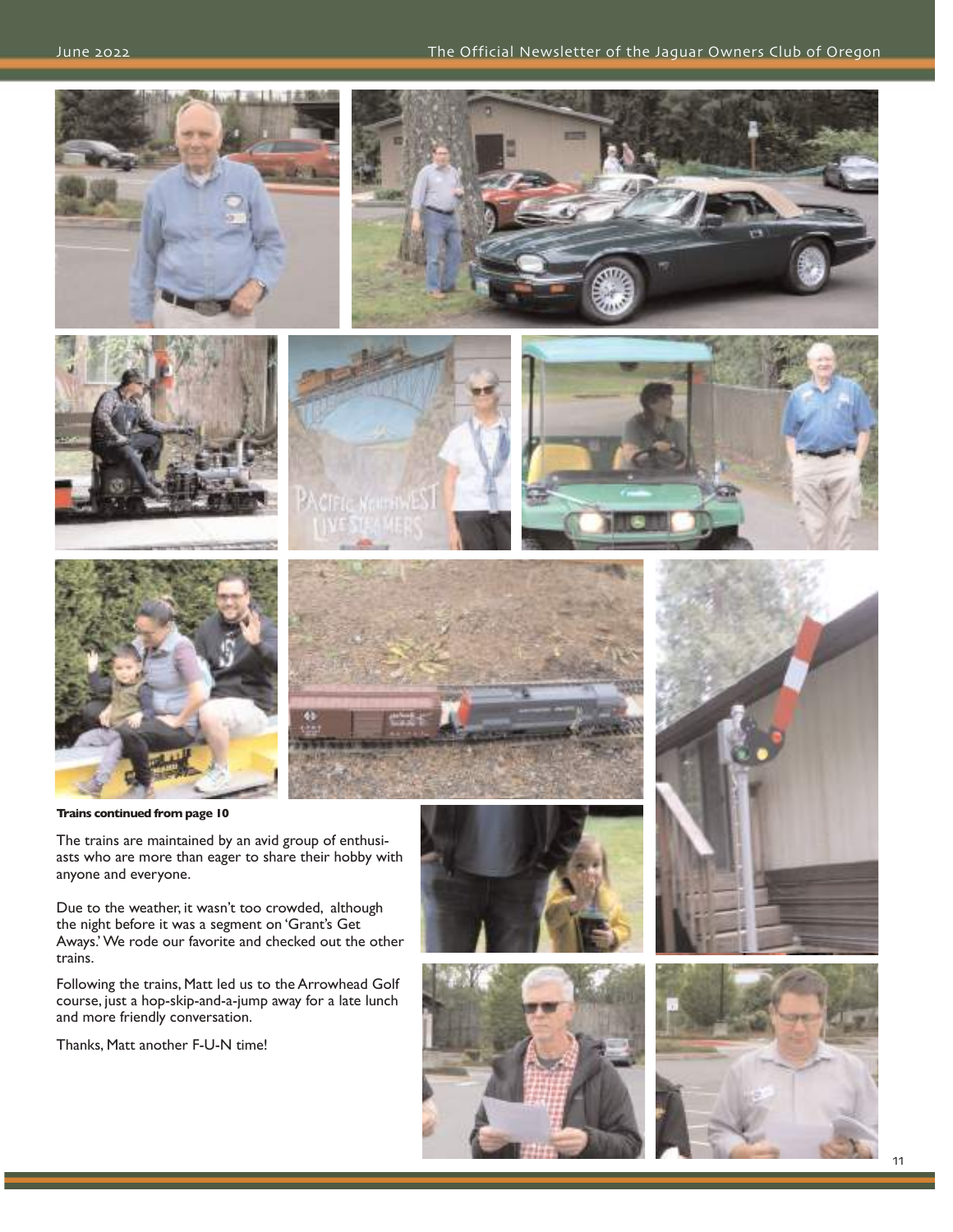**Trains continued from page 10**

The trains are maintained by an avid group of enthusiasts who are more than eager to share their hobby with anyone and everyone.

Due to the weather, it wasn't too crowded, although the night before it was a segment on 'Grant's Get Aways.' We rode our favorite and checked out the other trains.

Following the trains, Matt led us to the Arrowhead Golf course, just a hop-skip-and-a-jump away for a late lunch and more friendly conversation.

Thanks, Matt another F-U-N time!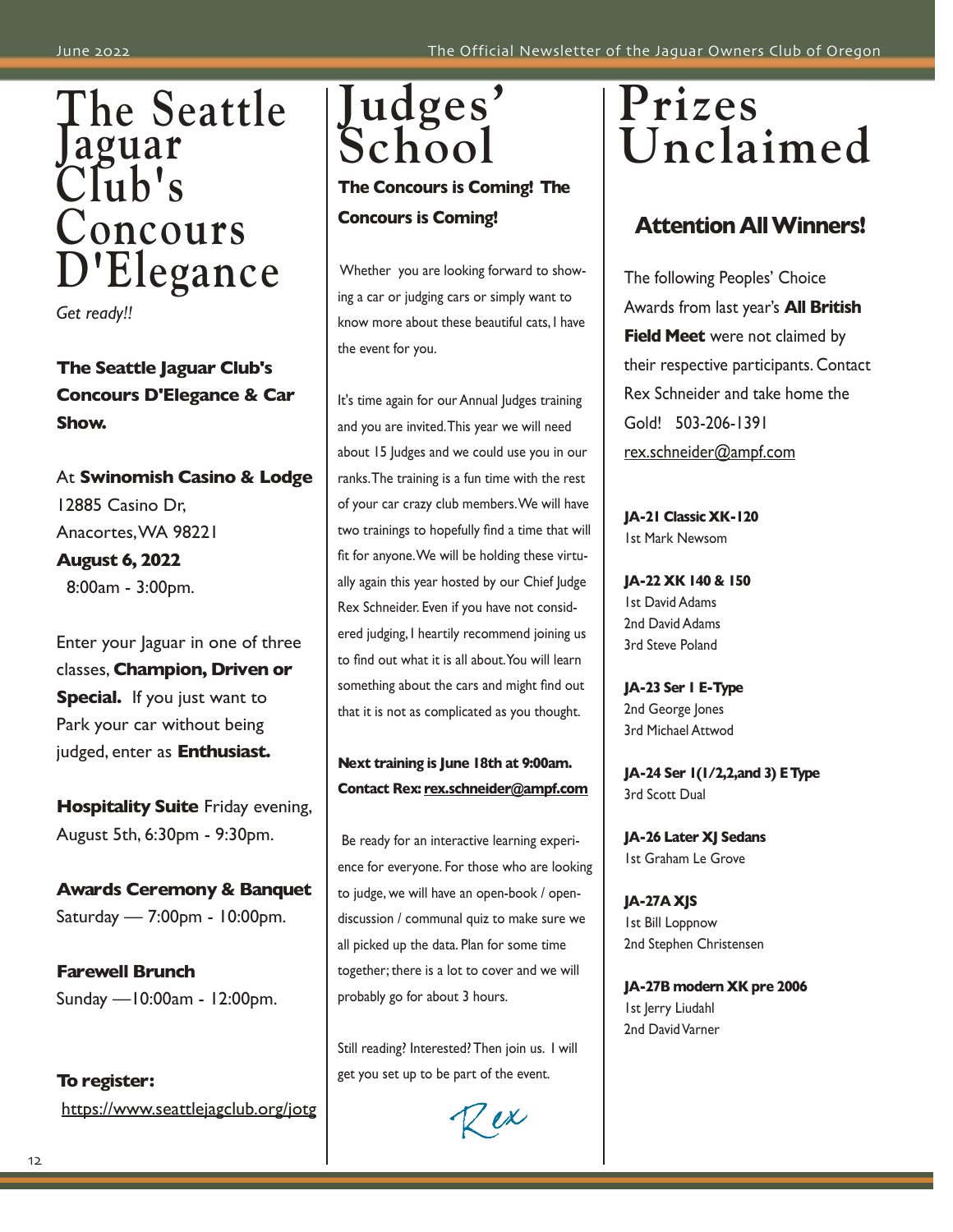# The Seattle Jaguar Club's Concours D'Elegance

*Get ready!!*

**The Seattle Jaguar Club's Concours D'Elegance & Car Show.**

At **Swinomish Casino & Lodge**
12885 Casino Dr,
Anacortes, WA 98221
**August 6, 2022**
8:00am - 3:00pm.

Enter your Jaguar in one of three classes, **Champion, Driven or Special.** If you just want to Park your car without being judged, enter as **Enthusiast.**

**Hospitality Suite** Friday evening, August 5th, 6:30pm - 9:30pm.

**Awards Ceremony & Banquet**
Saturday — 7:00pm - 10:00pm.

**Farewell Brunch**
Sunday —10:00am - 12:00pm.

**To register:**
https://www.seattlejagclub.org/jotg

# Judges' School

**The Concours is Coming! The Concours is Coming!**

Whether you are looking forward to showing a car or judging cars or simply want to know more about these beautiful cats, I have the event for you.

It's time again for our Annual Judges training and you are invited. This year we will need about 15 Judges and we could use you in our ranks. The training is a fun time with the rest of your car crazy club members. We will have two trainings to hopefully find a time that will fit for anyone. We will be holding these virtually again this year hosted by our Chief Judge Rex Schneider. Even if you have not considered judging, I heartily recommend joining us to find out what it is all about. You will learn something about the cars and might find out that it is not as complicated as you thought.

**Next training is June 18th at 9:00am. Contact Rex: rex.schneider@ampf.com**

Be ready for an interactive learning experience for everyone. For those who are looking to judge, we will have an open-book / open-discussion / communal quiz to make sure we all picked up the data. Plan for some time together; there is a lot to cover and we will probably go for about 3 hours.

Still reading? Interested? Then join us. I will get you set up to be part of the event.

*Rex*

# Prizes Unclaimed

## Attention All Winners!

The following Peoples' Choice Awards from last year's **All British Field Meet** were not claimed by their respective participants. Contact Rex Schneider and take home the Gold! 503-206-1391
rex.schneider@ampf.com

**JA-21 Classic XK-120**
1st Mark Newsom

**JA-22 XK 140 & 150**
1st David Adams
2nd David Adams
3rd Steve Poland

**JA-23 Ser I E-Type**
2nd George Jones
3rd Michael Attwod

**JA-24 Ser 1(1/2,2,and 3) E Type**
3rd Scott Dual

**JA-26 Later XJ Sedans**
1st Graham Le Grove

**JA-27A XJS**
1st Bill Loppnow
2nd Stephen Christensen

**JA-27B modern XK pre 2006**
1st Jerry Liudahl
2nd David Varner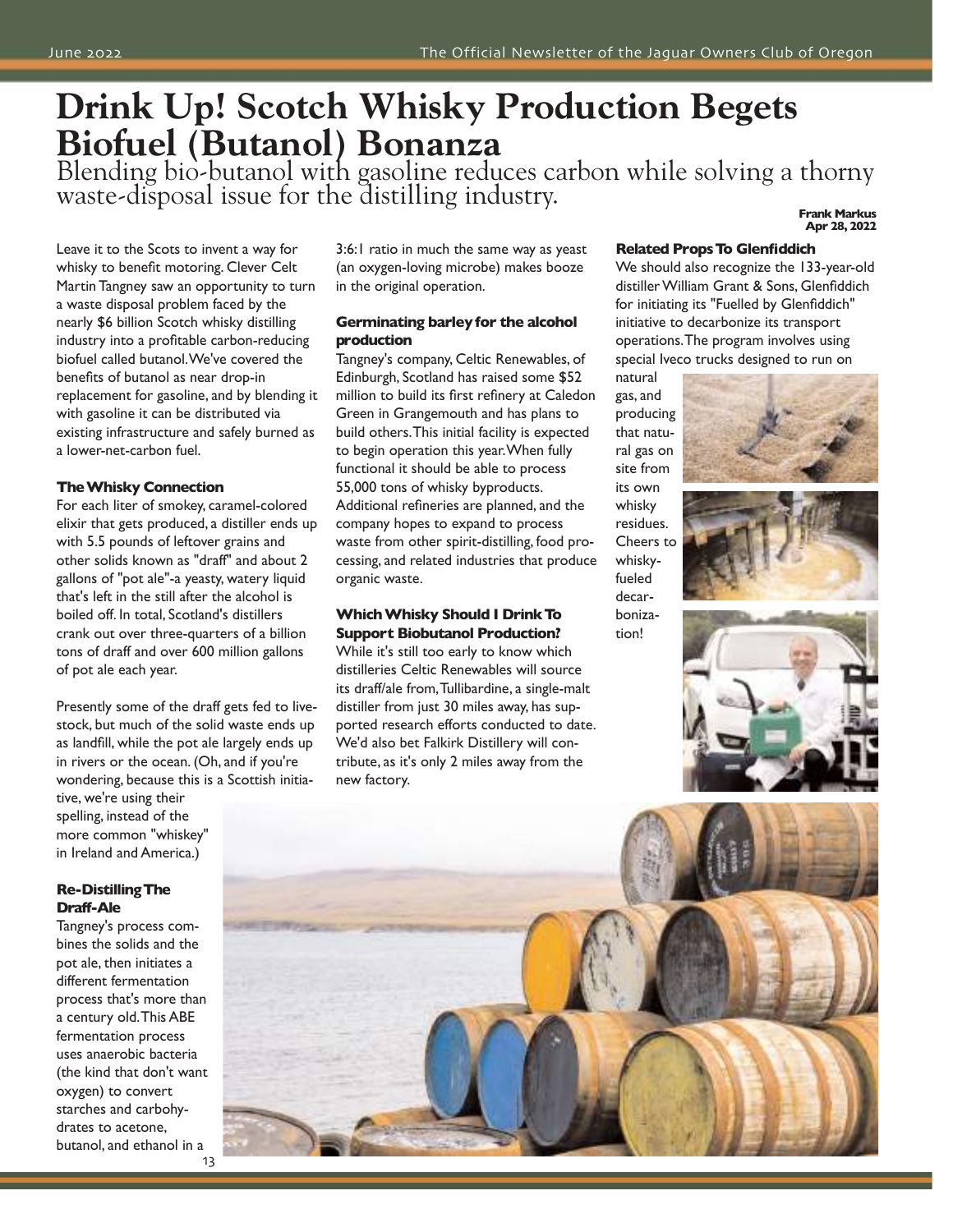# Drink Up! Scotch Whisky Production Begets Biofuel (Butanol) Bonanza

Blending bio-butanol with gasoline reduces carbon while solving a thorny waste-disposal issue for the distilling industry.

**Frank Markus**
**Apr 28, 2022**

Leave it to the Scots to invent a way for whisky to benefit motoring. Clever Celt Martin Tangney saw an opportunity to turn a waste disposal problem faced by the nearly $6 billion Scotch whisky distilling industry into a profitable carbon-reducing biofuel called butanol. We've covered the benefits of butanol as near drop-in replacement for gasoline, and by blending it with gasoline it can be distributed via existing infrastructure and safely burned as a lower-net-carbon fuel.

### The Whisky Connection

For each liter of smokey, caramel-colored elixir that gets produced, a distiller ends up with 5.5 pounds of leftover grains and other solids known as "draff" and about 2 gallons of "pot ale"-a yeasty, watery liquid that's left in the still after the alcohol is boiled off. In total, Scotland's distillers crank out over three-quarters of a billion tons of draff and over 600 million gallons of pot ale each year.

Presently some of the draff gets fed to livestock, but much of the solid waste ends up as landfill, while the pot ale largely ends up in rivers or the ocean. (Oh, and if you're wondering, because this is a Scottish initiative, we're using their spelling, instead of the more common "whiskey" in Ireland and America.)

### Re-Distilling The Draff-Ale

Tangney's process combines the solids and the pot ale, then initiates a different fermentation process that's more than a century old. This ABE fermentation process uses anaerobic bacteria (the kind that don't want oxygen) to convert starches and carbohydrates to acetone, butanol, and ethanol in a 3:6:1 ratio in much the same way as yeast (an oxygen-loving microbe) makes booze in the original operation.

### Germinating barley for the alcohol production

Tangney's company, Celtic Renewables, of Edinburgh, Scotland has raised some $52 million to build its first refinery at Caledon Green in Grangemouth and has plans to build others. This initial facility is expected to begin operation this year. When fully functional it should be able to process 55,000 tons of whisky byproducts. Additional refineries are planned, and the company hopes to expand to process waste from other spirit-distilling, food processing, and related industries that produce organic waste.

### Which Whisky Should I Drink To Support Biobutanol Production?

While it's still too early to know which distilleries Celtic Renewables will source its draff/ale from, Tullibardine, a single-malt distiller from just 30 miles away, has supported research efforts conducted to date. We'd also bet Falkirk Distillery will contribute, as it's only 2 miles away from the new factory.

### Related Props To Glenfiddich

We should also recognize the 133-year-old distiller William Grant & Sons, Glenfiddich for initiating its "Fuelled by Glenfiddich" initiative to decarbonize its transport operations. The program involves using special Iveco trucks designed to run on natural gas, and producing that natural gas on site from its own whisky residues. Cheers to whisky-fueled decarbonization!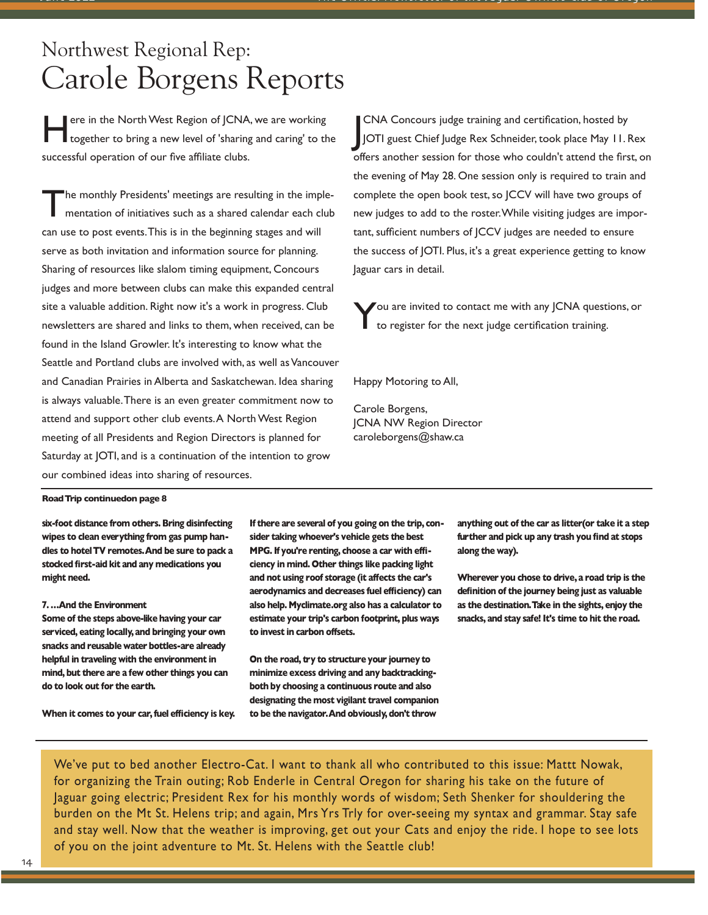# Northwest Regional Rep:
# Carole Borgens Reports

Here in the North West Region of JCNA, we are working together to bring a new level of 'sharing and caring' to the successful operation of our five affiliate clubs.

The monthly Presidents' meetings are resulting in the implementation of initiatives such as a shared calendar each club can use to post events. This is in the beginning stages and will serve as both invitation and information source for planning. Sharing of resources like slalom timing equipment, Concours judges and more between clubs can make this expanded central site a valuable addition. Right now it's a work in progress. Club newsletters are shared and links to them, when received, can be found in the Island Growler. It's interesting to know what the Seattle and Portland clubs are involved with, as well as Vancouver and Canadian Prairies in Alberta and Saskatchewan. Idea sharing is always valuable. There is an even greater commitment now to attend and support other club events. A North West Region meeting of all Presidents and Region Directors is planned for Saturday at JOTI, and is a continuation of the intention to grow our combined ideas into sharing of resources.

JCNA Concours judge training and certification, hosted by JOTI guest Chief Judge Rex Schneider, took place May 11. Rex offers another session for those who couldn't attend the first, on the evening of May 28. One session only is required to train and complete the open book test, so JCCV will have two groups of new judges to add to the roster. While visiting judges are important, sufficient numbers of JCCV judges are needed to ensure the success of JOTI. Plus, it's a great experience getting to know Jaguar cars in detail.

You are invited to contact me with any JCNA questions, or to register for the next judge certification training.

Happy Motoring to All,

Carole Borgens,
JCNA NW Region Director
caroleborgens@shaw.ca

---

**Road Trip continuedon page 8**

**six-foot distance from others. Bring disinfecting wipes to clean everything from gas pump handles to hotel TV remotes. And be sure to pack a stocked first-aid kit and any medications you might need.**

**7. …And the Environment**
**Some of the steps above-like having your car serviced, eating locally, and bringing your own snacks and reusable water bottles-are already helpful in traveling with the environment in mind, but there are a few other things you can do to look out for the earth.**

**When it comes to your car, fuel efficiency is key. If there are several of you going on the trip, consider taking whoever's vehicle gets the best MPG. If you're renting, choose a car with efficiency in mind. Other things like packing light and not using roof storage (it affects the car's aerodynamics and decreases fuel efficiency) can also help. Myclimate.org also has a calculator to estimate your trip's carbon footprint, plus ways to invest in carbon offsets.**

**On the road, try to structure your journey to minimize excess driving and any backtracking-both by choosing a continuous route and also designating the most vigilant travel companion to be the navigator. And obviously, don't throw anything out of the car as litter(or take it a step further and pick up any trash you find at stops along the way).**

**Wherever you chose to drive, a road trip is the definition of the journey being just as valuable as the destination. Take in the sights, enjoy the snacks, and stay safe! It's time to hit the road.**

---

We've put to bed another Electro-Cat. I want to thank all who contributed to this issue: Mattt Nowak, for organizing the Train outing; Rob Enderle in Central Oregon for sharing his take on the future of Jaguar going electric; President Rex for his monthly words of wisdom; Seth Shenker for shouldering the burden on the Mt St. Helens trip; and again, Mrs Yrs Trly for over-seeing my syntax and grammar. Stay safe and stay well. Now that the weather is improving, get out your Cats and enjoy the ride. I hope to see lots of you on the joint adventure to Mt. St. Helens with the Seattle club!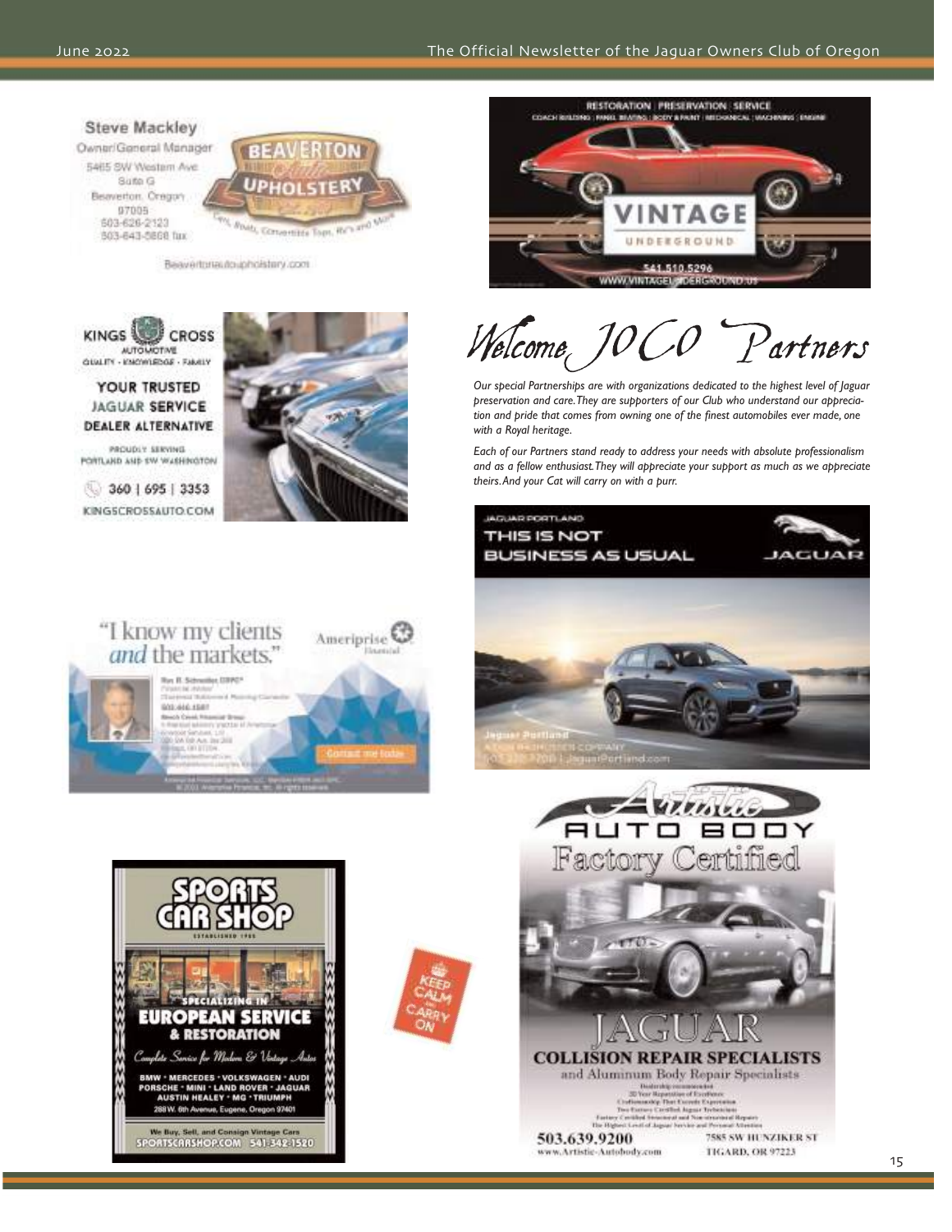Steve Mackley
Owner/General Manager
5465 SW Western Ave
Suite G
Beaverton, Oregon
97005
503-626-2123
503-643-5808 fax

BEAVERTON Auto UPHOLSTERY

Cars, Boats, Convertible Tops, RV's and More

Beavertonautoupholstery.com

RESTORATION | PRESERVATION | SERVICE
COACH BUILDING | PANEL BEATING | BODY & PAINT | MECHANICAL | MACHINING | ENGINE

VINTAGE UNDERGROUND

541.510.5296
WWW.VINTAGEUNDERGROUND.US

KINGS CROSS AUTOMOTIVE
QUALITY · KNOWLEDGE · FAMILY

YOUR TRUSTED JAGUAR SERVICE DEALER ALTERNATIVE

PROUDLY SERVING PORTLAND AND SW WASHINGTON

360 | 695 | 3353

KINGSCROSSAUTO.COM

# Welcome JOCO Partners

*Our special Partnerships are with organizations dedicated to the highest level of Jaguar preservation and care. They are supporters of our Club who understand our appreciation and pride that comes from owning one of the finest automobiles ever made, one with a Royal heritage.*

*Each of our Partners stand ready to address your needs with absolute professionalism and as a fellow enthusiast. They will appreciate your support as much as we appreciate theirs. And your Cat will carry on with a purr.*

"I know my clients *and* the markets."

Ameriprise Financial

Contact me today

JAGUAR PORTLAND
THIS IS NOT BUSINESS AS USUAL
JAGUAR

Jaguar Portland

SPORTS CAR SHOP
ESTABLISHED 1955

SPECIALIZING IN EUROPEAN SERVICE & RESTORATION

*Complete Service for Modern & Vintage Autos*

BMW · MERCEDES · VOLKSWAGEN · AUDI
PORSCHE · MINI · LAND ROVER · JAGUAR
AUSTIN HEALEY · MG · TRIUMPH
288 W. 6th Avenue, Eugene, Oregon 97401

We Buy, Sell, and Consign Vintage Cars
SPORTSCARSHOP.COM 541-342-1520

KEEP CALM AND CARRY ON

Artistic AUTO BODY
Factory Certified

JAGUAR
COLLISION REPAIR SPECIALISTS
and Aluminum Body Repair Specialists

503.639.9200
www.Artistic-Autobody.com

7585 SW HUNZIKER ST
TIGARD, OR 97223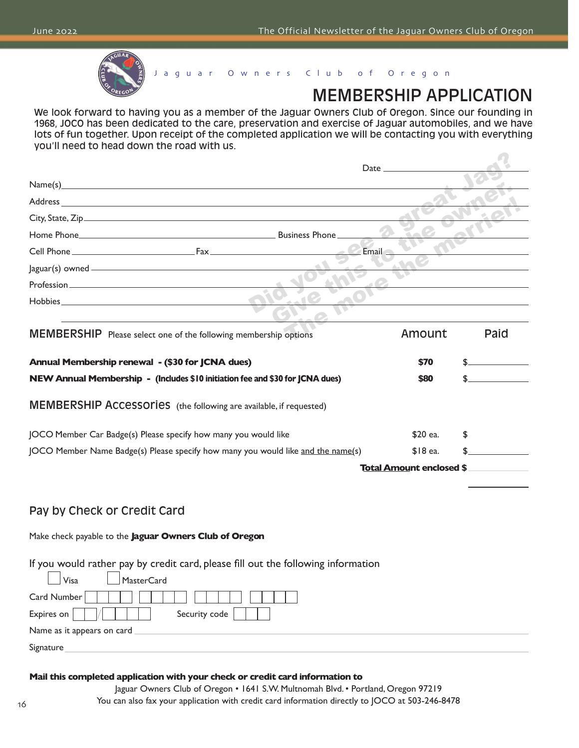Jaguar Owners Club of Oregon

# MEMBERSHIP APPLICATION

We look forward to having you as a member of the Jaguar Owners Club of Oregon. Since our founding in 1968, JOCO has been dedicated to the care, preservation and exercise of Jaguar automobiles, and we have lots of fun together. Upon receipt of the completed application we will be contacting you with everything you'll need to head down the road with us.

Did you see a great Jag? Give this to the owner. The more the merrier!

Date ______________________

Name(s) ______________________

Address ______________________

City, State, Zip ______________________

Home Phone ______________________ Business Phone ______________________

Cell Phone ______________________ Fax ______________________ Email ______________________

Jaguar(s) owned ______________________

Profession ______________________

Hobbies ______________________

______________________

## MEMBERSHIP

Please select one of the following membership options

| | Amount | Paid |
|---|---|---|
| **Annual Membership renewal - ($30 for JCNA dues)** | **$70** | $ |
| **NEW Annual Membership - (Includes $10 initiation fee and $30 for JCNA dues)** | **$80** | $ |

## MEMBERSHIP Accessories

(the following are available, if requested)

| | | |
|---|---|---|
| JOCO Member Car Badge(s) Please specify how many you would like | $20 ea. | $ |
| JOCO Member Name Badge(s) Please specify how many you would like and the name(s) | $18 ea. | $ |

**Total Amount enclosed $** ______________

## Pay by Check or Credit Card

Make check payable to the **Jaguar Owners Club of Oregon**

If you would rather pay by credit card, please fill out the following information

☐ Visa ☐ MasterCard

Card Number ☐☐☐☐ ☐☐☐☐ ☐☐☐☐ ☐☐☐☐

Expires on ☐☐/☐☐☐☐ Security code ☐☐☐

Name as it appears on card ______________________

Signature ______________________

**Mail this completed application with your check or credit card information to**

Jaguar Owners Club of Oregon • 1641 S.W. Multnomah Blvd. • Portland, Oregon 97219

You can also fax your application with credit card information directly to JOCO at 503-246-8478